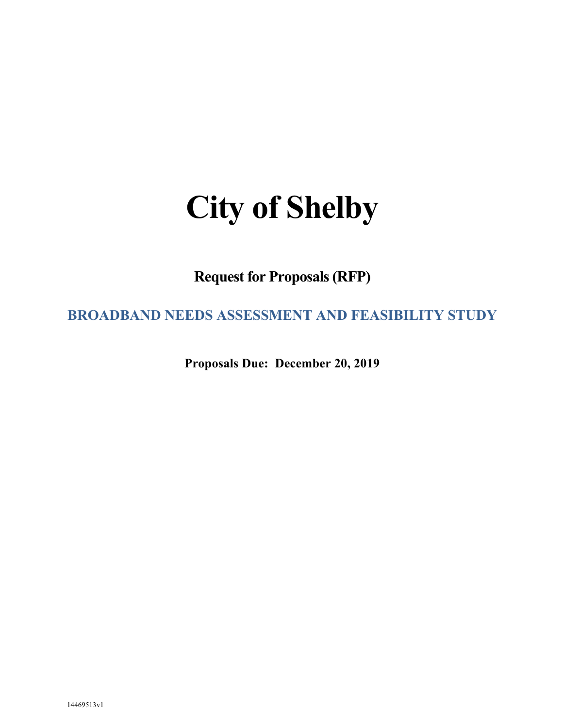# City of Shelby

**Request for Proposals (RFP)**

## BROADBAND NEEDS ASSESSMENT AND FEASIBILITY STUDY

**Proposals Due: December 20, 2019**

14469513v1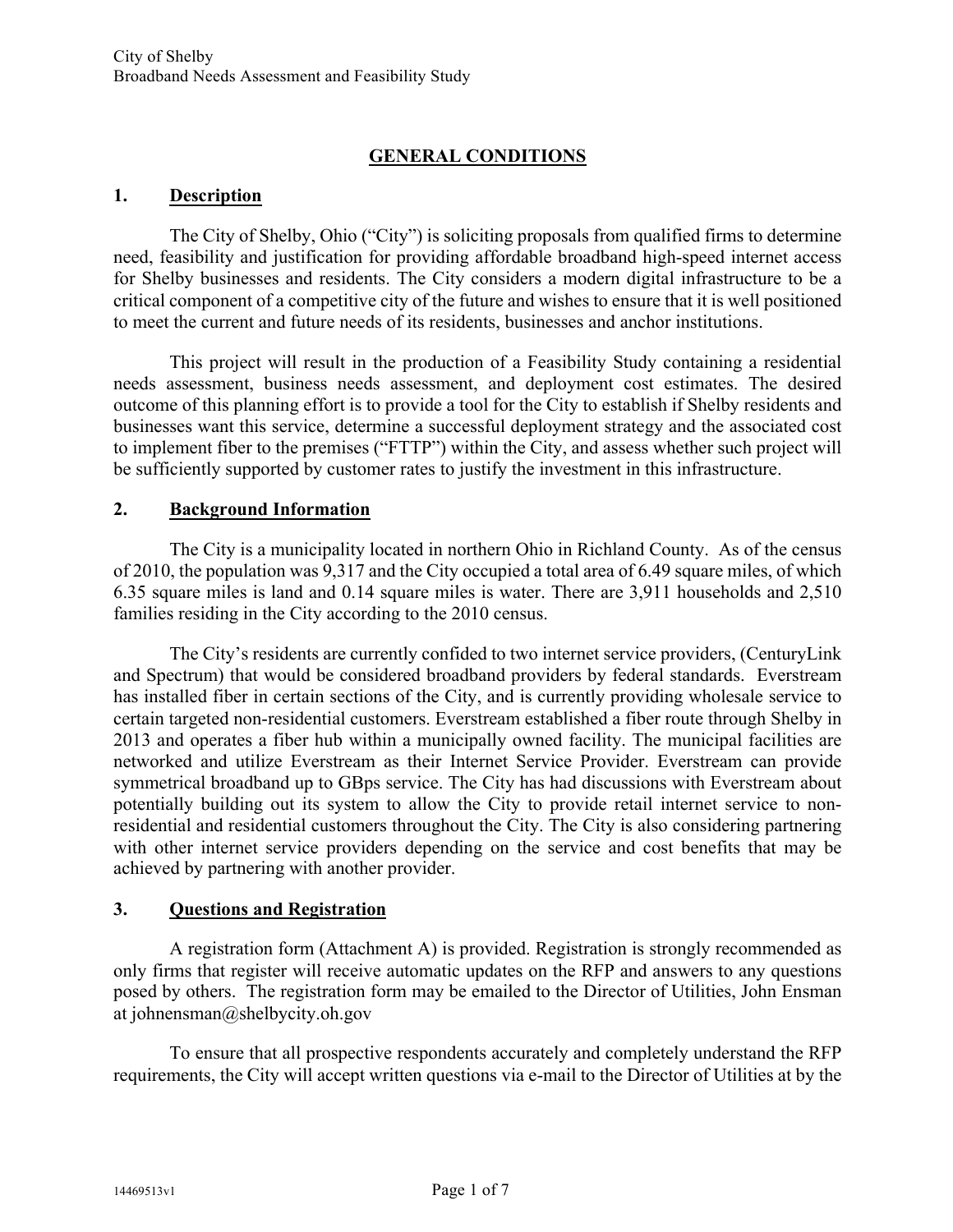# GENERAL CONDITIONS

## 1. Description

The City of Shelby, Ohio ("City") is soliciting proposals from qualified firms to determine need, feasibility and justification for providing affordable broadband high-speed internet access for Shelby businesses and residents. The City considers a modern digital infrastructure to be a critical component of a competitive city of the future and wishes to ensure that it is well positioned to meet the current and future needs of its residents, businesses and anchor institutions.

This project will result in the production of a Feasibility Study containing a residential needs assessment, business needs assessment, and deployment cost estimates. The desired outcome of this planning effort is to provide a tool for the City to establish if Shelby residents and businesses want this service, determine a successful deployment strategy and the associated cost to implement fiber to the premises ("FTTP") within the City, and assess whether such project will be sufficiently supported by customer rates to justify the investment in this infrastructure.

## 2. Background Information

The City is a municipality located in northern Ohio in Richland County. As of the census of 2010, the population was 9,317 and the City occupied a total area of 6.49 square miles, of which 6.35 square miles is land and 0.14 square miles is water. There are 3,911 households and 2,510 families residing in the City according to the 2010 census.

The City's residents are currently confided to two internet service providers, (CenturyLink and Spectrum) that would be considered broadband providers by federal standards. Everstream has installed fiber in certain sections of the City, and is currently providing wholesale service to certain targeted non-residential customers. Everstream established a fiber route through Shelby in 2013 and operates a fiber hub within a municipally owned facility. The municipal facilities are networked and utilize Everstream as their Internet Service Provider. Everstream can provide symmetrical broadband up to GBps service. The City has had discussions with Everstream about potentially building out its system to allow the City to provide retail internet service to non-residential and residential customers throughout the City. The City is also considering partnering with other internet service providers depending on the service and cost benefits that may be achieved by partnering with another provider.

## 3. Questions and Registration

A registration form (Attachment A) is provided. Registration is strongly recommended as only firms that register will receive automatic updates on the RFP and answers to any questions posed by others. The registration form may be emailed to the Director of Utilities, John Ensman at johnensman@shelbycity.oh.gov

To ensure that all prospective respondents accurately and completely understand the RFP requirements, the City will accept written questions via e-mail to the Director of Utilities at by the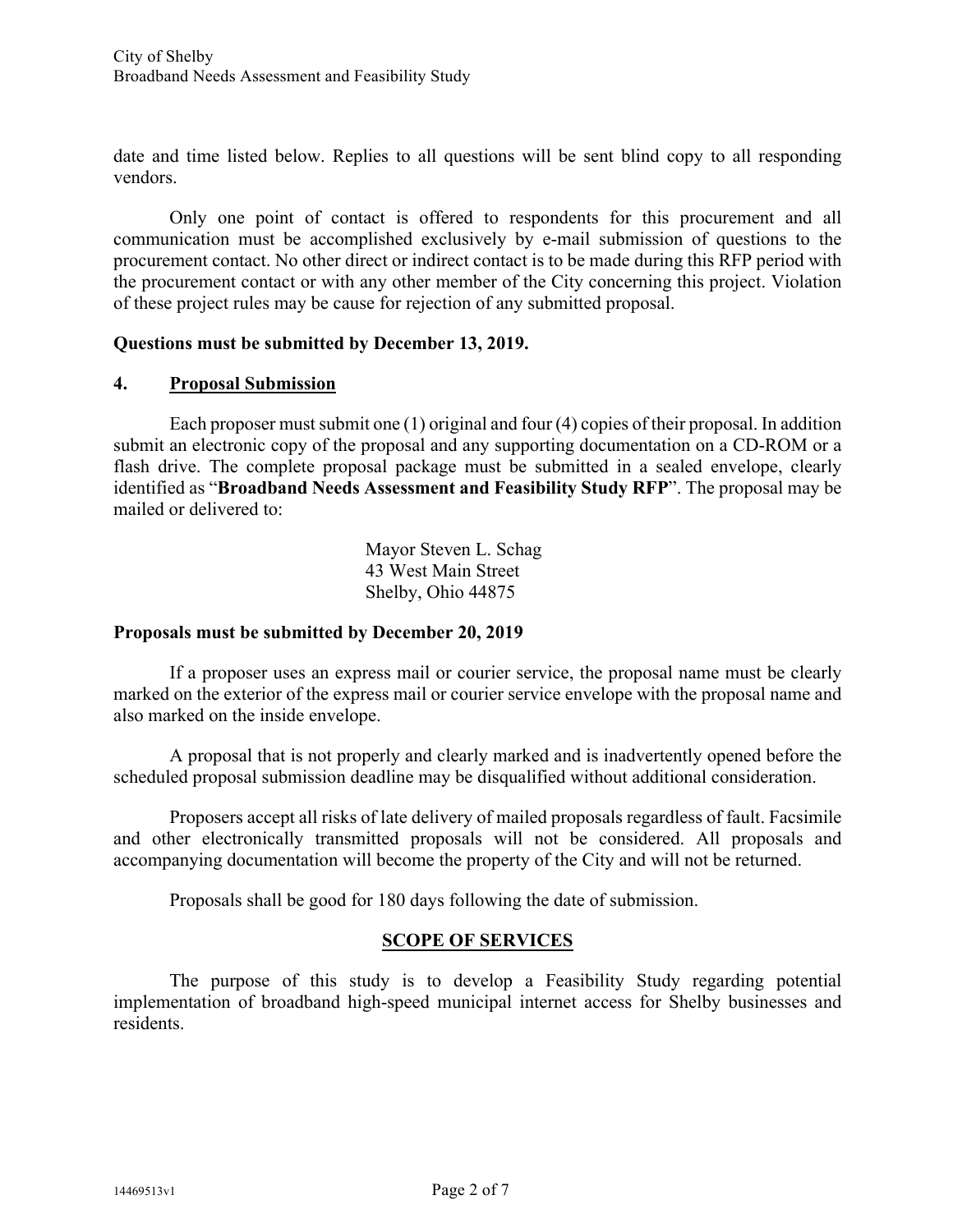date and time listed below. Replies to all questions will be sent blind copy to all responding vendors.

Only one point of contact is offered to respondents for this procurement and all communication must be accomplished exclusively by e-mail submission of questions to the procurement contact. No other direct or indirect contact is to be made during this RFP period with the procurement contact or with any other member of the City concerning this project. Violation of these project rules may be cause for rejection of any submitted proposal.

**Questions must be submitted by December 13, 2019.**

## 4. Proposal Submission

Each proposer must submit one (1) original and four (4) copies of their proposal. In addition submit an electronic copy of the proposal and any supporting documentation on a CD-ROM or a flash drive. The complete proposal package must be submitted in a sealed envelope, clearly identified as "**Broadband Needs Assessment and Feasibility Study RFP**". The proposal may be mailed or delivered to:

Mayor Steven L. Schag
43 West Main Street
Shelby, Ohio 44875

**Proposals must be submitted by December 20, 2019**

If a proposer uses an express mail or courier service, the proposal name must be clearly marked on the exterior of the express mail or courier service envelope with the proposal name and also marked on the inside envelope.

A proposal that is not properly and clearly marked and is inadvertently opened before the scheduled proposal submission deadline may be disqualified without additional consideration.

Proposers accept all risks of late delivery of mailed proposals regardless of fault. Facsimile and other electronically transmitted proposals will not be considered. All proposals and accompanying documentation will become the property of the City and will not be returned.

Proposals shall be good for 180 days following the date of submission.

## SCOPE OF SERVICES

The purpose of this study is to develop a Feasibility Study regarding potential implementation of broadband high-speed municipal internet access for Shelby businesses and residents.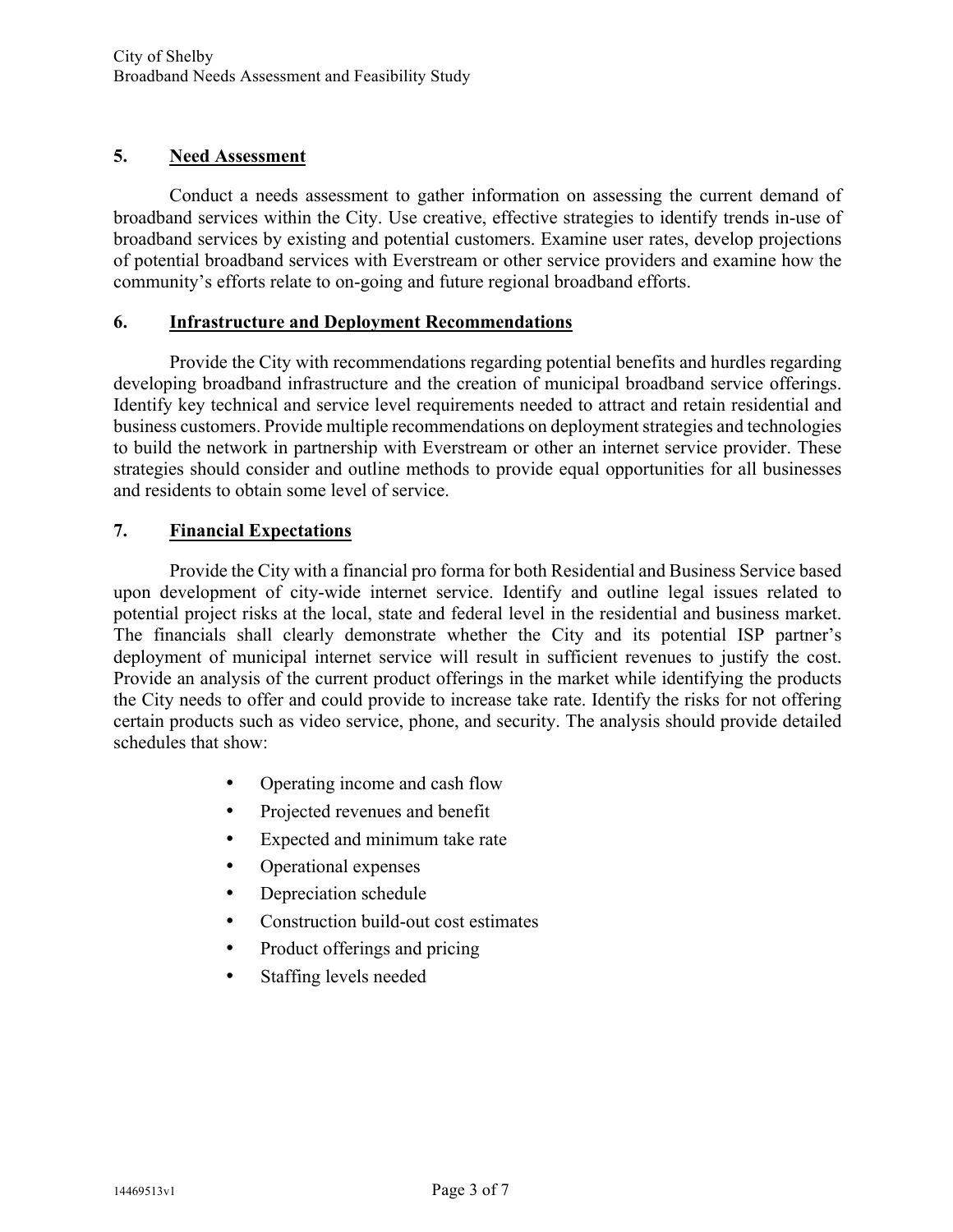## 5. Need Assessment

Conduct a needs assessment to gather information on assessing the current demand of broadband services within the City. Use creative, effective strategies to identify trends in-use of broadband services by existing and potential customers. Examine user rates, develop projections of potential broadband services with Everstream or other service providers and examine how the community's efforts relate to on-going and future regional broadband efforts.

## 6. Infrastructure and Deployment Recommendations

Provide the City with recommendations regarding potential benefits and hurdles regarding developing broadband infrastructure and the creation of municipal broadband service offerings. Identify key technical and service level requirements needed to attract and retain residential and business customers. Provide multiple recommendations on deployment strategies and technologies to build the network in partnership with Everstream or other an internet service provider. These strategies should consider and outline methods to provide equal opportunities for all businesses and residents to obtain some level of service.

## 7. Financial Expectations

Provide the City with a financial pro forma for both Residential and Business Service based upon development of city-wide internet service. Identify and outline legal issues related to potential project risks at the local, state and federal level in the residential and business market. The financials shall clearly demonstrate whether the City and its potential ISP partner's deployment of municipal internet service will result in sufficient revenues to justify the cost. Provide an analysis of the current product offerings in the market while identifying the products the City needs to offer and could provide to increase take rate. Identify the risks for not offering certain products such as video service, phone, and security. The analysis should provide detailed schedules that show:

- Operating income and cash flow
- Projected revenues and benefit
- Expected and minimum take rate
- Operational expenses
- Depreciation schedule
- Construction build-out cost estimates
- Product offerings and pricing
- Staffing levels needed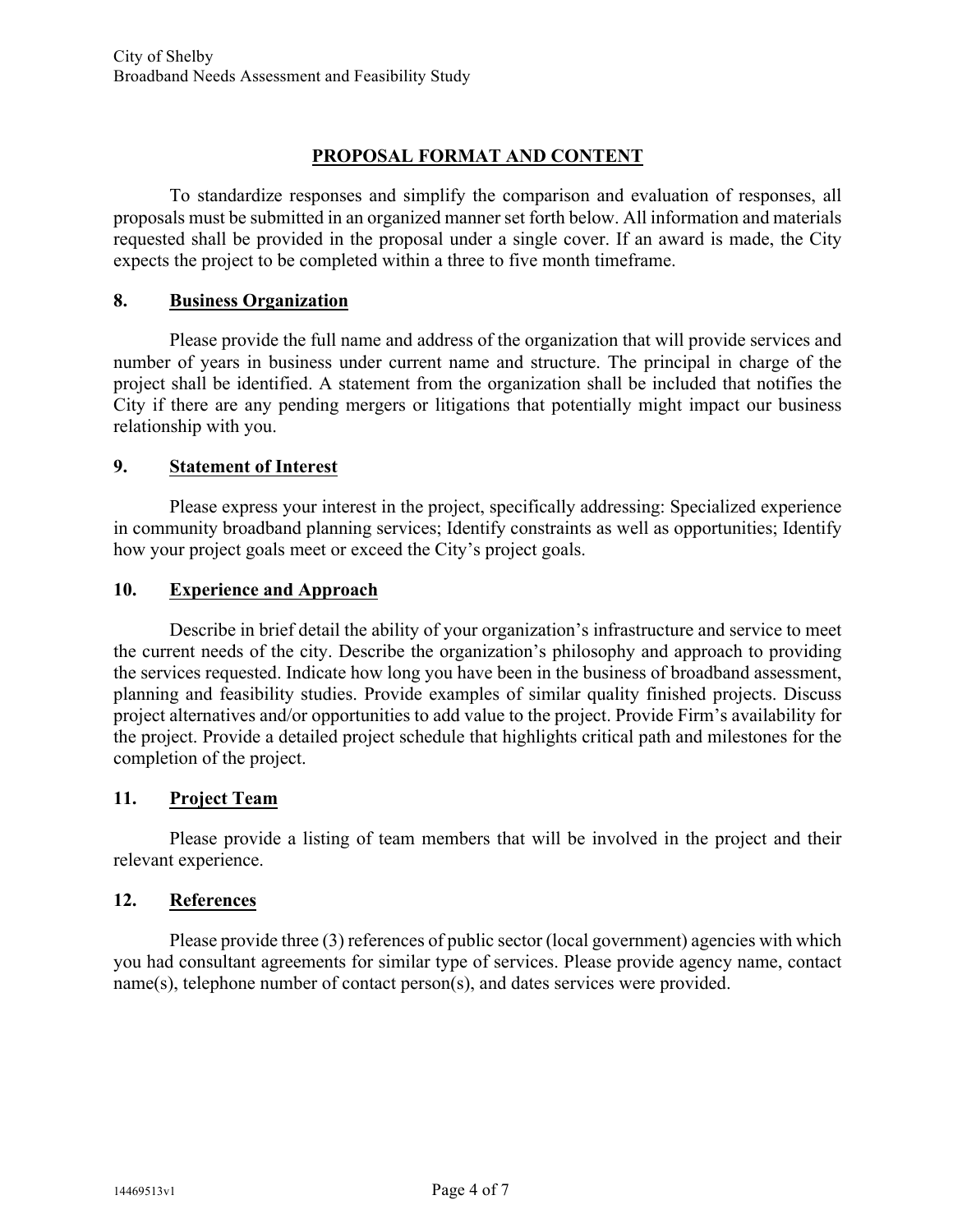## PROPOSAL FORMAT AND CONTENT

To standardize responses and simplify the comparison and evaluation of responses, all proposals must be submitted in an organized manner set forth below. All information and materials requested shall be provided in the proposal under a single cover. If an award is made, the City expects the project to be completed within a three to five month timeframe.

### 8. Business Organization

Please provide the full name and address of the organization that will provide services and number of years in business under current name and structure. The principal in charge of the project shall be identified. A statement from the organization shall be included that notifies the City if there are any pending mergers or litigations that potentially might impact our business relationship with you.

### 9. Statement of Interest

Please express your interest in the project, specifically addressing: Specialized experience in community broadband planning services; Identify constraints as well as opportunities; Identify how your project goals meet or exceed the City's project goals.

### 10. Experience and Approach

Describe in brief detail the ability of your organization's infrastructure and service to meet the current needs of the city. Describe the organization's philosophy and approach to providing the services requested. Indicate how long you have been in the business of broadband assessment, planning and feasibility studies. Provide examples of similar quality finished projects. Discuss project alternatives and/or opportunities to add value to the project. Provide Firm's availability for the project. Provide a detailed project schedule that highlights critical path and milestones for the completion of the project.

### 11. Project Team

Please provide a listing of team members that will be involved in the project and their relevant experience.

### 12. References

Please provide three (3) references of public sector (local government) agencies with which you had consultant agreements for similar type of services. Please provide agency name, contact name(s), telephone number of contact person(s), and dates services were provided.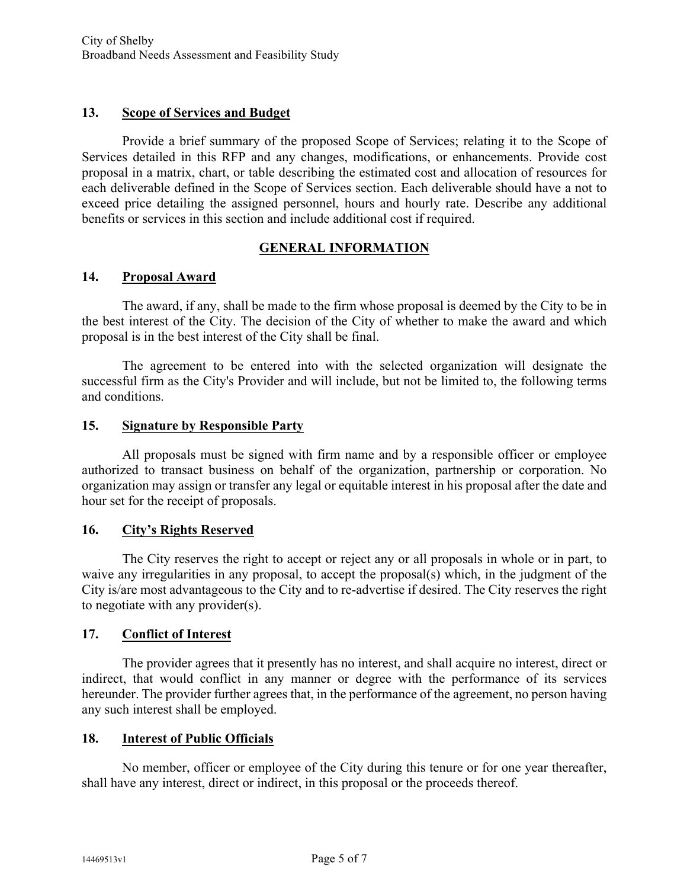## 13. Scope of Services and Budget

Provide a brief summary of the proposed Scope of Services; relating it to the Scope of Services detailed in this RFP and any changes, modifications, or enhancements. Provide cost proposal in a matrix, chart, or table describing the estimated cost and allocation of resources for each deliverable defined in the Scope of Services section. Each deliverable should have a not to exceed price detailing the assigned personnel, hours and hourly rate. Describe any additional benefits or services in this section and include additional cost if required.

# GENERAL INFORMATION

## 14. Proposal Award

The award, if any, shall be made to the firm whose proposal is deemed by the City to be in the best interest of the City. The decision of the City of whether to make the award and which proposal is in the best interest of the City shall be final.

The agreement to be entered into with the selected organization will designate the successful firm as the City's Provider and will include, but not be limited to, the following terms and conditions.

## 15. Signature by Responsible Party

All proposals must be signed with firm name and by a responsible officer or employee authorized to transact business on behalf of the organization, partnership or corporation. No organization may assign or transfer any legal or equitable interest in his proposal after the date and hour set for the receipt of proposals.

## 16. City's Rights Reserved

The City reserves the right to accept or reject any or all proposals in whole or in part, to waive any irregularities in any proposal, to accept the proposal(s) which, in the judgment of the City is/are most advantageous to the City and to re-advertise if desired. The City reserves the right to negotiate with any provider(s).

## 17. Conflict of Interest

The provider agrees that it presently has no interest, and shall acquire no interest, direct or indirect, that would conflict in any manner or degree with the performance of its services hereunder. The provider further agrees that, in the performance of the agreement, no person having any such interest shall be employed.

## 18. Interest of Public Officials

No member, officer or employee of the City during this tenure or for one year thereafter, shall have any interest, direct or indirect, in this proposal or the proceeds thereof.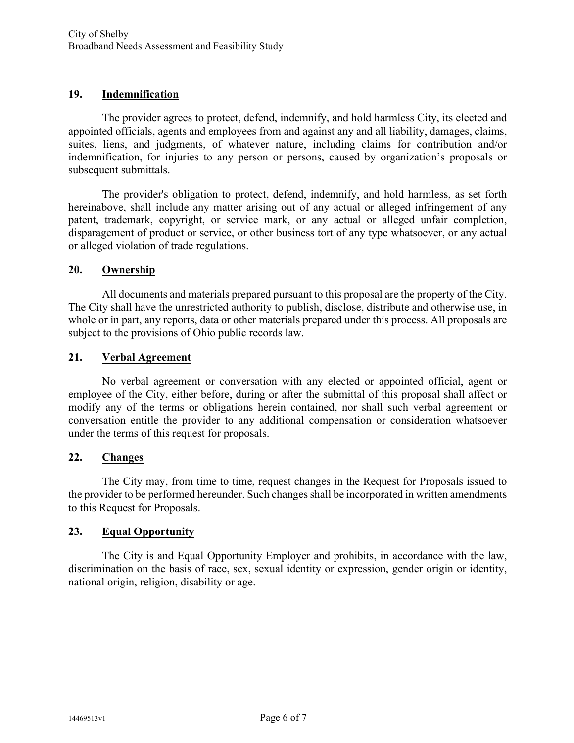## 19. Indemnification

The provider agrees to protect, defend, indemnify, and hold harmless City, its elected and appointed officials, agents and employees from and against any and all liability, damages, claims, suites, liens, and judgments, of whatever nature, including claims for contribution and/or indemnification, for injuries to any person or persons, caused by organization's proposals or subsequent submittals.

The provider's obligation to protect, defend, indemnify, and hold harmless, as set forth hereinabove, shall include any matter arising out of any actual or alleged infringement of any patent, trademark, copyright, or service mark, or any actual or alleged unfair completion, disparagement of product or service, or other business tort of any type whatsoever, or any actual or alleged violation of trade regulations.

## 20. Ownership

All documents and materials prepared pursuant to this proposal are the property of the City. The City shall have the unrestricted authority to publish, disclose, distribute and otherwise use, in whole or in part, any reports, data or other materials prepared under this process. All proposals are subject to the provisions of Ohio public records law.

## 21. Verbal Agreement

No verbal agreement or conversation with any elected or appointed official, agent or employee of the City, either before, during or after the submittal of this proposal shall affect or modify any of the terms or obligations herein contained, nor shall such verbal agreement or conversation entitle the provider to any additional compensation or consideration whatsoever under the terms of this request for proposals.

## 22. Changes

The City may, from time to time, request changes in the Request for Proposals issued to the provider to be performed hereunder. Such changes shall be incorporated in written amendments to this Request for Proposals.

## 23. Equal Opportunity

The City is and Equal Opportunity Employer and prohibits, in accordance with the law, discrimination on the basis of race, sex, sexual identity or expression, gender origin or identity, national origin, religion, disability or age.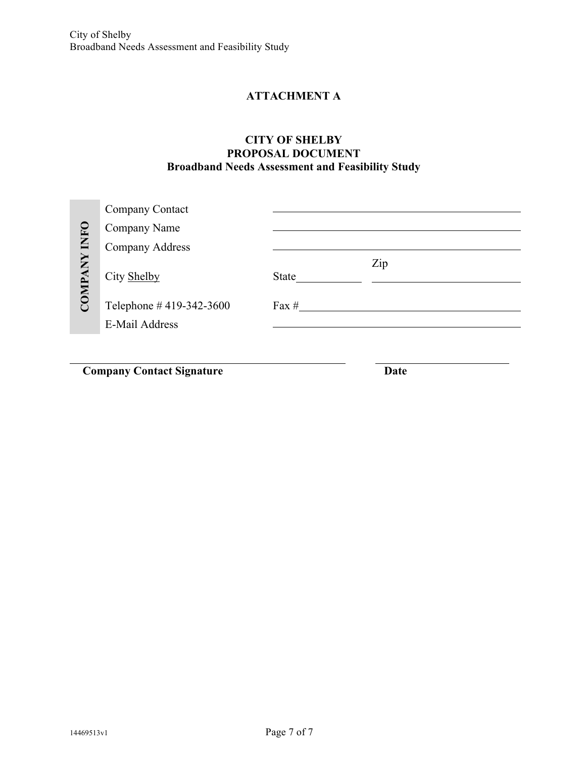## ATTACHMENT A

## CITY OF SHELBY
## PROPOSAL DOCUMENT
## Broadband Needs Assessment and Feasibility Study

**COMPANY INFO**

| | |
|---|---|
| Company Contact | ______________________________ |
| Company Name | ______________________________ |
| Company Address | ______________________________ |
| City Shelby | State __________ Zip ______________ |
| Telephone # 419-342-3600 | Fax # ______________________________ |
| E-Mail Address | ______________________________ |

______________________________ ______________

**Company Contact Signature** **Date**

14469513v1